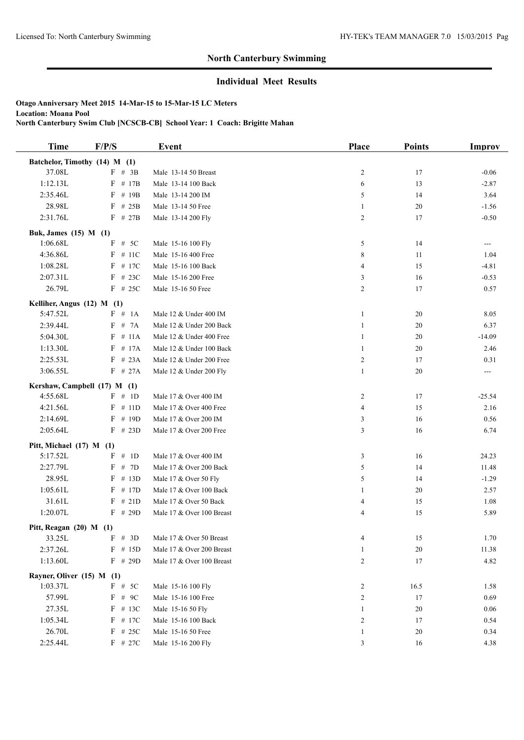## North Canterbury Swimming

### Individual Meet Results

**Otago Anniversary Meet 2015 14-Mar-15 to 15-Mar-15 LC Meters**
**Location: Moana Pool**
**North Canterbury Swim Club [NCSCB-CB] School Year: 1 Coach: Brigitte Mahan**

| Time | F/P/S | Event | Place | Points | Improv |
|---|---|---|---|---|---|
| **Batchelor, Timothy (14) M (1)** | | | | | |
| 37.08L | F # 3B | Male 13-14 50 Breast | 2 | 17 | -0.06 |
| 1:12.13L | F # 17B | Male 13-14 100 Back | 6 | 13 | -2.87 |
| 2:35.46L | F # 19B | Male 13-14 200 IM | 5 | 14 | 3.64 |
| 28.98L | F # 25B | Male 13-14 50 Free | 1 | 20 | -1.56 |
| 2:31.76L | F # 27B | Male 13-14 200 Fly | 2 | 17 | -0.50 |
| **Buk, James (15) M (1)** | | | | | |
| 1:06.68L | F # 5C | Male 15-16 100 Fly | 5 | 14 | --- |
| 4:36.86L | F # 11C | Male 15-16 400 Free | 8 | 11 | 1.04 |
| 1:08.28L | F # 17C | Male 15-16 100 Back | 4 | 15 | -4.81 |
| 2:07.31L | F # 23C | Male 15-16 200 Free | 3 | 16 | -0.53 |
| 26.79L | F # 25C | Male 15-16 50 Free | 2 | 17 | 0.57 |
| **Kelliher, Angus (12) M (1)** | | | | | |
| 5:47.52L | F # 1A | Male 12 & Under 400 IM | 1 | 20 | 8.05 |
| 2:39.44L | F # 7A | Male 12 & Under 200 Back | 1 | 20 | 6.37 |
| 5:04.30L | F # 11A | Male 12 & Under 400 Free | 1 | 20 | -14.09 |
| 1:13.30L | F # 17A | Male 12 & Under 100 Back | 1 | 20 | 2.46 |
| 2:25.53L | F # 23A | Male 12 & Under 200 Free | 2 | 17 | 0.31 |
| 3:06.55L | F # 27A | Male 12 & Under 200 Fly | 1 | 20 | --- |
| **Kershaw, Campbell (17) M (1)** | | | | | |
| 4:55.68L | F # 1D | Male 17 & Over 400 IM | 2 | 17 | -25.54 |
| 4:21.56L | F # 11D | Male 17 & Over 400 Free | 4 | 15 | 2.16 |
| 2:14.69L | F # 19D | Male 17 & Over 200 IM | 3 | 16 | 0.56 |
| 2:05.64L | F # 23D | Male 17 & Over 200 Free | 3 | 16 | 6.74 |
| **Pitt, Michael (17) M (1)** | | | | | |
| 5:17.52L | F # 1D | Male 17 & Over 400 IM | 3 | 16 | 24.23 |
| 2:27.79L | F # 7D | Male 17 & Over 200 Back | 5 | 14 | 11.48 |
| 28.95L | F # 13D | Male 17 & Over 50 Fly | 5 | 14 | -1.29 |
| 1:05.61L | F # 17D | Male 17 & Over 100 Back | 1 | 20 | 2.57 |
| 31.61L | F # 21D | Male 17 & Over 50 Back | 4 | 15 | 1.08 |
| 1:20.07L | F # 29D | Male 17 & Over 100 Breast | 4 | 15 | 5.89 |
| **Pitt, Reagan (20) M (1)** | | | | | |
| 33.25L | F # 3D | Male 17 & Over 50 Breast | 4 | 15 | 1.70 |
| 2:37.26L | F # 15D | Male 17 & Over 200 Breast | 1 | 20 | 11.38 |
| 1:13.60L | F # 29D | Male 17 & Over 100 Breast | 2 | 17 | 4.82 |
| **Rayner, Oliver (15) M (1)** | | | | | |
| 1:03.37L | F # 5C | Male 15-16 100 Fly | 2 | 16.5 | 1.58 |
| 57.99L | F # 9C | Male 15-16 100 Free | 2 | 17 | 0.69 |
| 27.35L | F # 13C | Male 15-16 50 Fly | 1 | 20 | 0.06 |
| 1:05.34L | F # 17C | Male 15-16 100 Back | 2 | 17 | 0.54 |
| 26.70L | F # 25C | Male 15-16 50 Free | 1 | 20 | 0.34 |
| 2:25.44L | F # 27C | Male 15-16 200 Fly | 3 | 16 | 4.38 |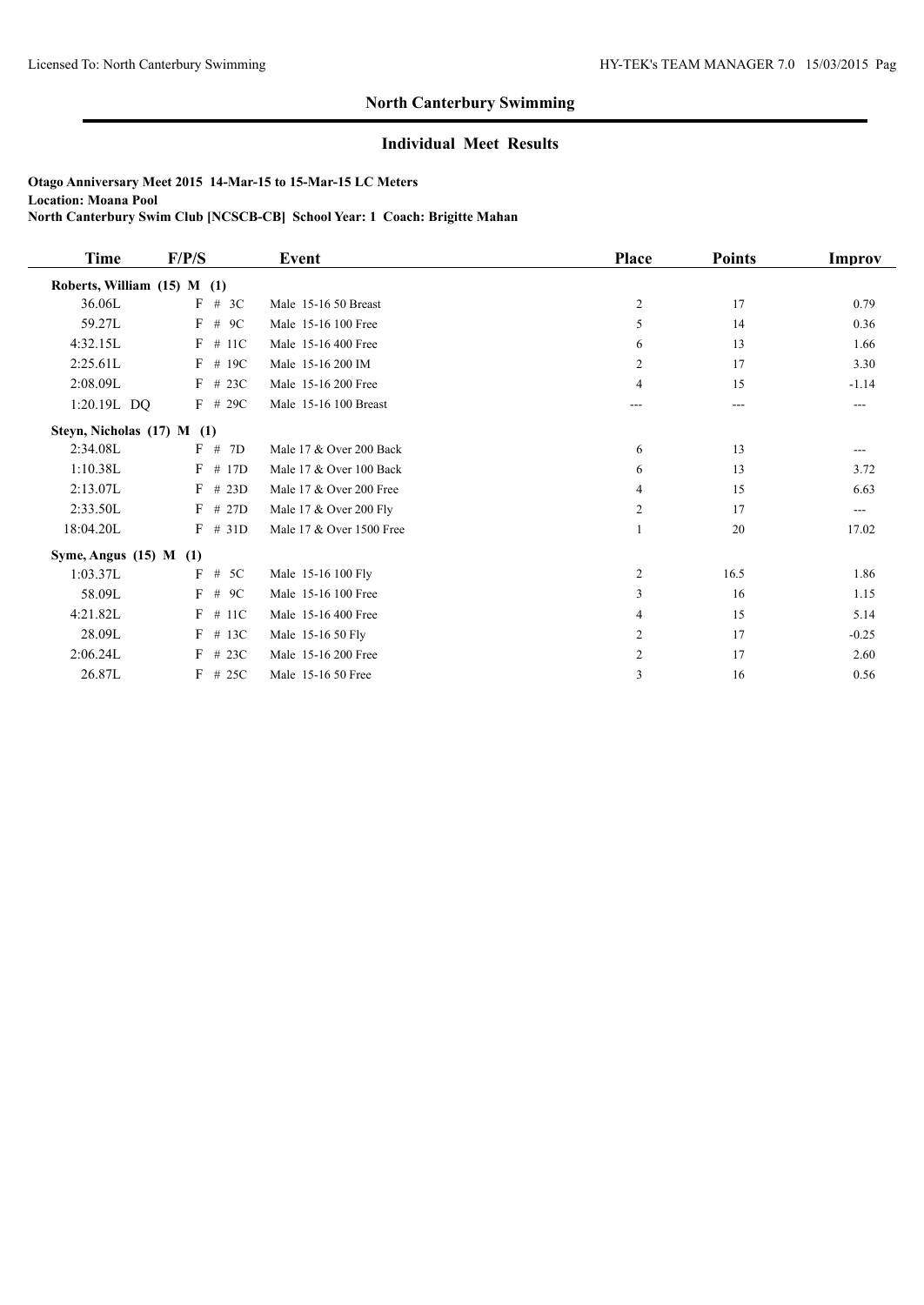## North Canterbury Swimming

### Individual Meet Results

**Otago Anniversary Meet 2015 14-Mar-15 to 15-Mar-15 LC Meters**
**Location: Moana Pool**
**North Canterbury Swim Club [NCSCB-CB] School Year: 1 Coach: Brigitte Mahan**

| Time | F/P/S | Event | Place | Points | Improv |
|---|---|---|---|---|---|
| **Roberts, William (15) M (1)** | | | | | |
| 36.06L | F # 3C | Male 15-16 50 Breast | 2 | 17 | 0.79 |
| 59.27L | F # 9C | Male 15-16 100 Free | 5 | 14 | 0.36 |
| 4:32.15L | F # 11C | Male 15-16 400 Free | 6 | 13 | 1.66 |
| 2:25.61L | F # 19C | Male 15-16 200 IM | 2 | 17 | 3.30 |
| 2:08.09L | F # 23C | Male 15-16 200 Free | 4 | 15 | -1.14 |
| 1:20.19L DQ | F # 29C | Male 15-16 100 Breast | --- | --- | --- |
| **Steyn, Nicholas (17) M (1)** | | | | | |
| 2:34.08L | F # 7D | Male 17 & Over 200 Back | 6 | 13 | --- |
| 1:10.38L | F # 17D | Male 17 & Over 100 Back | 6 | 13 | 3.72 |
| 2:13.07L | F # 23D | Male 17 & Over 200 Free | 4 | 15 | 6.63 |
| 2:33.50L | F # 27D | Male 17 & Over 200 Fly | 2 | 17 | --- |
| 18:04.20L | F # 31D | Male 17 & Over 1500 Free | 1 | 20 | 17.02 |
| **Syme, Angus (15) M (1)** | | | | | |
| 1:03.37L | F # 5C | Male 15-16 100 Fly | 2 | 16.5 | 1.86 |
| 58.09L | F # 9C | Male 15-16 100 Free | 3 | 16 | 1.15 |
| 4:21.82L | F # 11C | Male 15-16 400 Free | 4 | 15 | 5.14 |
| 28.09L | F # 13C | Male 15-16 50 Fly | 2 | 17 | -0.25 |
| 2:06.24L | F # 23C | Male 15-16 200 Free | 2 | 17 | 2.60 |
| 26.87L | F # 25C | Male 15-16 50 Free | 3 | 16 | 0.56 |